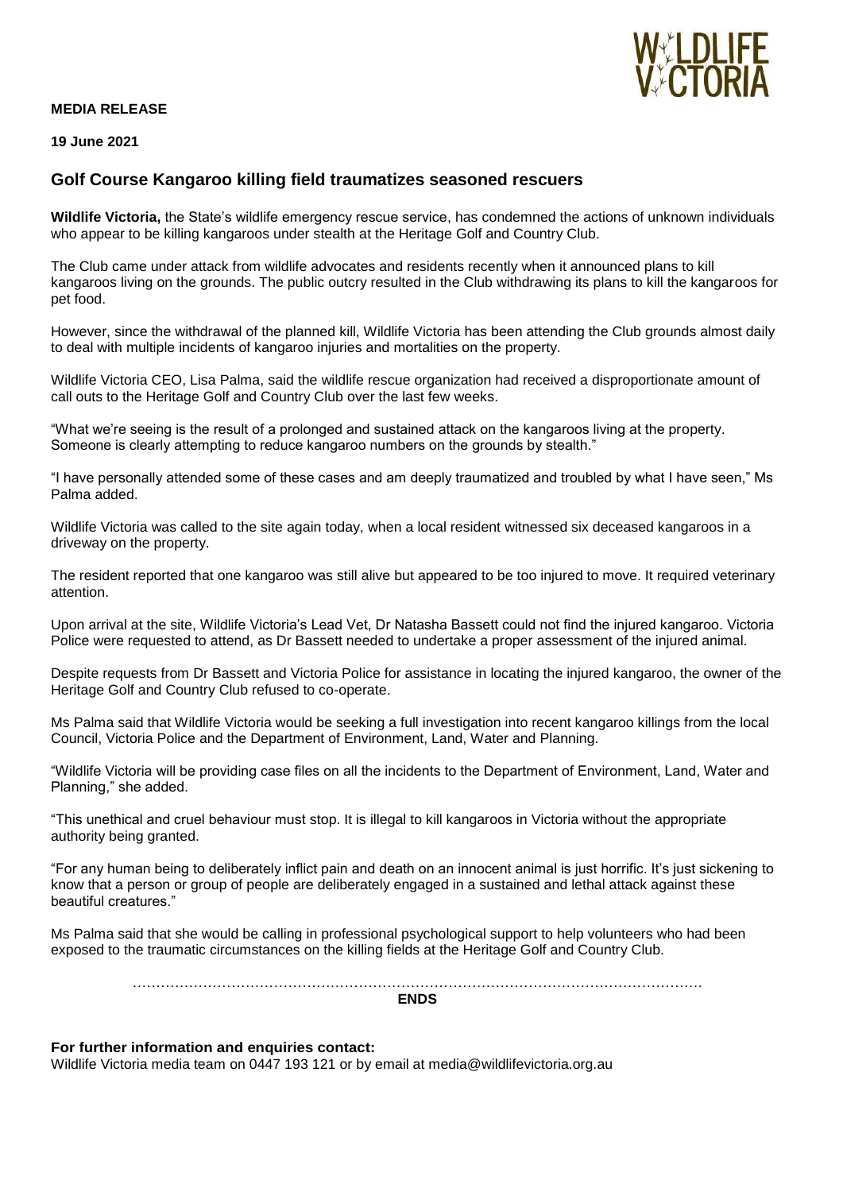**MEDIA RELEASE**

**19 June 2021**

## Golf Course Kangaroo killing field traumatizes seasoned rescuers

**Wildlife Victoria,** the State's wildlife emergency rescue service, has condemned the actions of unknown individuals who appear to be killing kangaroos under stealth at the Heritage Golf and Country Club.

The Club came under attack from wildlife advocates and residents recently when it announced plans to kill kangaroos living on the grounds. The public outcry resulted in the Club withdrawing its plans to kill the kangaroos for pet food.

However, since the withdrawal of the planned kill, Wildlife Victoria has been attending the Club grounds almost daily to deal with multiple incidents of kangaroo injuries and mortalities on the property.

Wildlife Victoria CEO, Lisa Palma, said the wildlife rescue organization had received a disproportionate amount of call outs to the Heritage Golf and Country Club over the last few weeks.

"What we're seeing is the result of a prolonged and sustained attack on the kangaroos living at the property. Someone is clearly attempting to reduce kangaroo numbers on the grounds by stealth."

"I have personally attended some of these cases and am deeply traumatized and troubled by what I have seen," Ms Palma added.

Wildlife Victoria was called to the site again today, when a local resident witnessed six deceased kangaroos in a driveway on the property.

The resident reported that one kangaroo was still alive but appeared to be too injured to move. It required veterinary attention.

Upon arrival at the site, Wildlife Victoria's Lead Vet, Dr Natasha Bassett could not find the injured kangaroo. Victoria Police were requested to attend, as Dr Bassett needed to undertake a proper assessment of the injured animal.

Despite requests from Dr Bassett and Victoria Police for assistance in locating the injured kangaroo, the owner of the Heritage Golf and Country Club refused to co-operate.

Ms Palma said that Wildlife Victoria would be seeking a full investigation into recent kangaroo killings from the local Council, Victoria Police and the Department of Environment, Land, Water and Planning.

"Wildlife Victoria will be providing case files on all the incidents to the Department of Environment, Land, Water and Planning," she added.

"This unethical and cruel behaviour must stop. It is illegal to kill kangaroos in Victoria without the appropriate authority being granted.

"For any human being to deliberately inflict pain and death on an innocent animal is just horrific. It's just sickening to know that a person or group of people are deliberately engaged in a sustained and lethal attack against these beautiful creatures."

Ms Palma said that she would be calling in professional psychological support to help volunteers who had been exposed to the traumatic circumstances on the killing fields at the Heritage Golf and Country Club.

…………………………………………………………………………………………………………

**ENDS**

**For further information and enquiries contact:**
Wildlife Victoria media team on 0447 193 121 or by email at media@wildlifevictoria.org.au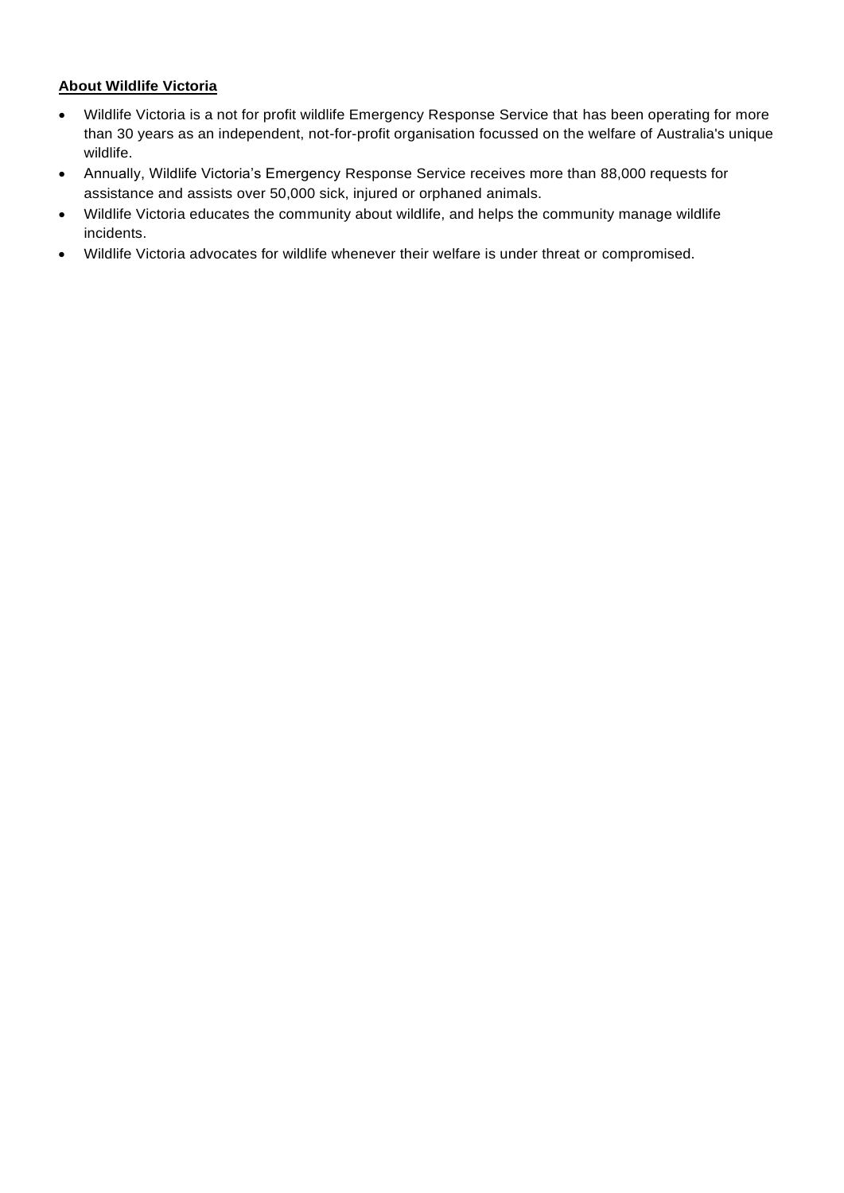**About Wildlife Victoria**

- Wildlife Victoria is a not for profit wildlife Emergency Response Service that has been operating for more than 30 years as an independent, not-for-profit organisation focussed on the welfare of Australia's unique wildlife.
- Annually, Wildlife Victoria's Emergency Response Service receives more than 88,000 requests for assistance and assists over 50,000 sick, injured or orphaned animals.
- Wildlife Victoria educates the community about wildlife, and helps the community manage wildlife incidents.
- Wildlife Victoria advocates for wildlife whenever their welfare is under threat or compromised.